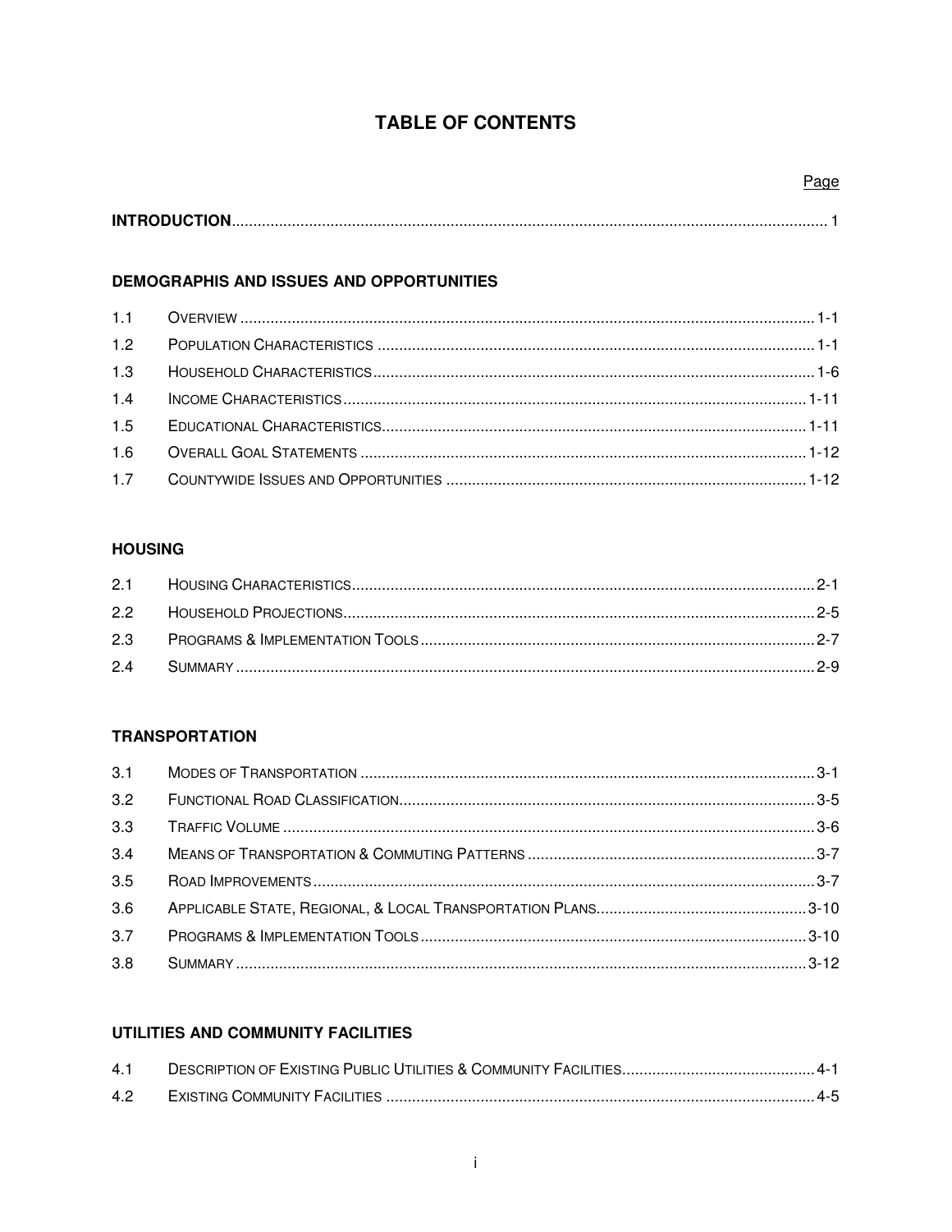# TABLE OF CONTENTS

| | | Page |
|---|---|---|
| **INTRODUCTION** | | 1 |
| **DEMOGRAPHIS AND ISSUES AND OPPORTUNITIES** | | |
| 1.1 | Overview | 1-1 |
| 1.2 | Population Characteristics | 1-1 |
| 1.3 | Household Characteristics | 1-6 |
| 1.4 | Income Characteristics | 1-11 |
| 1.5 | Educational Characteristics | 1-11 |
| 1.6 | Overall Goal Statements | 1-12 |
| 1.7 | Countywide Issues and Opportunities | 1-12 |
| **HOUSING** | | |
| 2.1 | Housing Characteristics | 2-1 |
| 2.2 | Household Projections | 2-5 |
| 2.3 | Programs & Implementation Tools | 2-7 |
| 2.4 | Summary | 2-9 |
| **TRANSPORTATION** | | |
| 3.1 | Modes of Transportation | 3-1 |
| 3.2 | Functional Road Classification | 3-5 |
| 3.3 | Traffic Volume | 3-6 |
| 3.4 | Means of Transportation & Commuting Patterns | 3-7 |
| 3.5 | Road Improvements | 3-7 |
| 3.6 | Applicable State, Regional, & Local Transportation Plans | 3-10 |
| 3.7 | Programs & Implementation Tools | 3-10 |
| 3.8 | Summary | 3-12 |
| **UTILITIES AND COMMUNITY FACILITIES** | | |
| 4.1 | Description of Existing Public Utilities & Community Facilities | 4-1 |
| 4.2 | Existing Community Facilities | 4-5 |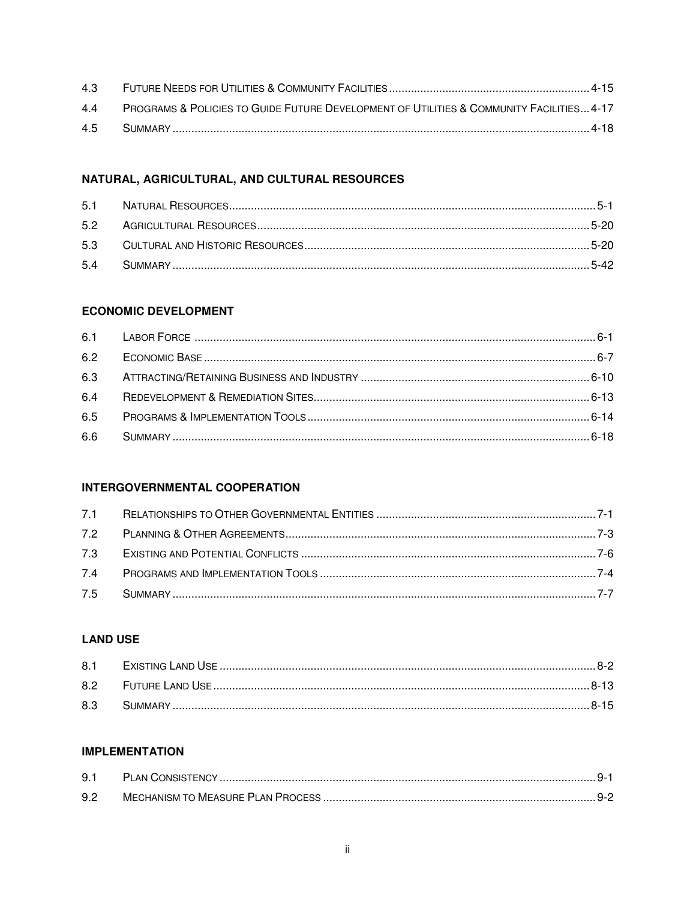| | | |
|---|---|---|
| 4.3 | Future Needs for Utilities & Community Facilities | 4-15 |
| 4.4 | Programs & Policies to Guide Future Development of Utilities & Community Facilities | 4-17 |
| 4.5 | Summary | 4-18 |

### NATURAL, AGRICULTURAL, AND CULTURAL RESOURCES

| | | |
|---|---|---|
| 5.1 | Natural Resources | 5-1 |
| 5.2 | Agricultural Resources | 5-20 |
| 5.3 | Cultural and Historic Resources | 5-20 |
| 5.4 | Summary | 5-42 |

### ECONOMIC DEVELOPMENT

| | | |
|---|---|---|
| 6.1 | Labor Force | 6-1 |
| 6.2 | Economic Base | 6-7 |
| 6.3 | Attracting/Retaining Business and Industry | 6-10 |
| 6.4 | Redevelopment & Remediation Sites | 6-13 |
| 6.5 | Programs & Implementation Tools | 6-14 |
| 6.6 | Summary | 6-18 |

### INTERGOVERNMENTAL COOPERATION

| | | |
|---|---|---|
| 7.1 | Relationships to Other Governmental Entities | 7-1 |
| 7.2 | Planning & Other Agreements | 7-3 |
| 7.3 | Existing and Potential Conflicts | 7-6 |
| 7.4 | Programs and Implementation Tools | 7-4 |
| 7.5 | Summary | 7-7 |

### LAND USE

| | | |
|---|---|---|
| 8.1 | Existing Land Use | 8-2 |
| 8.2 | Future Land Use | 8-13 |
| 8.3 | Summary | 8-15 |

### IMPLEMENTATION

| | | |
|---|---|---|
| 9.1 | Plan Consistency | 9-1 |
| 9.2 | Mechanism to Measure Plan Process | 9-2 |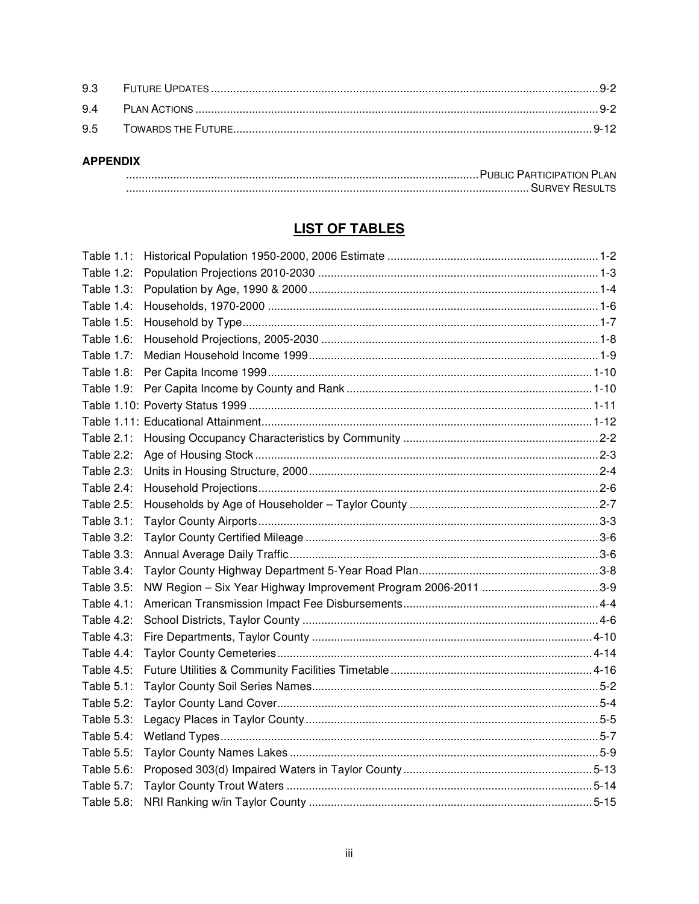| | | |
|---|---|---|
| 9.3 | FUTURE UPDATES | 9-2 |
| 9.4 | PLAN ACTIONS | 9-2 |
| 9.5 | TOWARDS THE FUTURE | 9-12 |

**APPENDIX**

PUBLIC PARTICIPATION PLAN
SURVEY RESULTS

## LIST OF TABLES

| | | |
|---|---|---|
| Table 1.1: | Historical Population 1950-2000, 2006 Estimate | 1-2 |
| Table 1.2: | Population Projections 2010-2030 | 1-3 |
| Table 1.3: | Population by Age, 1990 & 2000 | 1-4 |
| Table 1.4: | Households, 1970-2000 | 1-6 |
| Table 1.5: | Household by Type | 1-7 |
| Table 1.6: | Household Projections, 2005-2030 | 1-8 |
| Table 1.7: | Median Household Income 1999 | 1-9 |
| Table 1.8: | Per Capita Income 1999 | 1-10 |
| Table 1.9: | Per Capita Income by County and Rank | 1-10 |
| Table 1.10: | Poverty Status 1999 | 1-11 |
| Table 1.11: | Educational Attainment | 1-12 |
| Table 2.1: | Housing Occupancy Characteristics by Community | 2-2 |
| Table 2.2: | Age of Housing Stock | 2-3 |
| Table 2.3: | Units in Housing Structure, 2000 | 2-4 |
| Table 2.4: | Household Projections | 2-6 |
| Table 2.5: | Households by Age of Householder – Taylor County | 2-7 |
| Table 3.1: | Taylor County Airports | 3-3 |
| Table 3.2: | Taylor County Certified Mileage | 3-6 |
| Table 3.3: | Annual Average Daily Traffic | 3-6 |
| Table 3.4: | Taylor County Highway Department 5-Year Road Plan | 3-8 |
| Table 3.5: | NW Region – Six Year Highway Improvement Program 2006-2011 | 3-9 |
| Table 4.1: | American Transmission Impact Fee Disbursements | 4-4 |
| Table 4.2: | School Districts, Taylor County | 4-6 |
| Table 4.3: | Fire Departments, Taylor County | 4-10 |
| Table 4.4: | Taylor County Cemeteries | 4-14 |
| Table 4.5: | Future Utilities & Community Facilities Timetable | 4-16 |
| Table 5.1: | Taylor County Soil Series Names | 5-2 |
| Table 5.2: | Taylor County Land Cover | 5-4 |
| Table 5.3: | Legacy Places in Taylor County | 5-5 |
| Table 5.4: | Wetland Types | 5-7 |
| Table 5.5: | Taylor County Names Lakes | 5-9 |
| Table 5.6: | Proposed 303(d) Impaired Waters in Taylor County | 5-13 |
| Table 5.7: | Taylor County Trout Waters | 5-14 |
| Table 5.8: | NRI Ranking w/in Taylor County | 5-15 |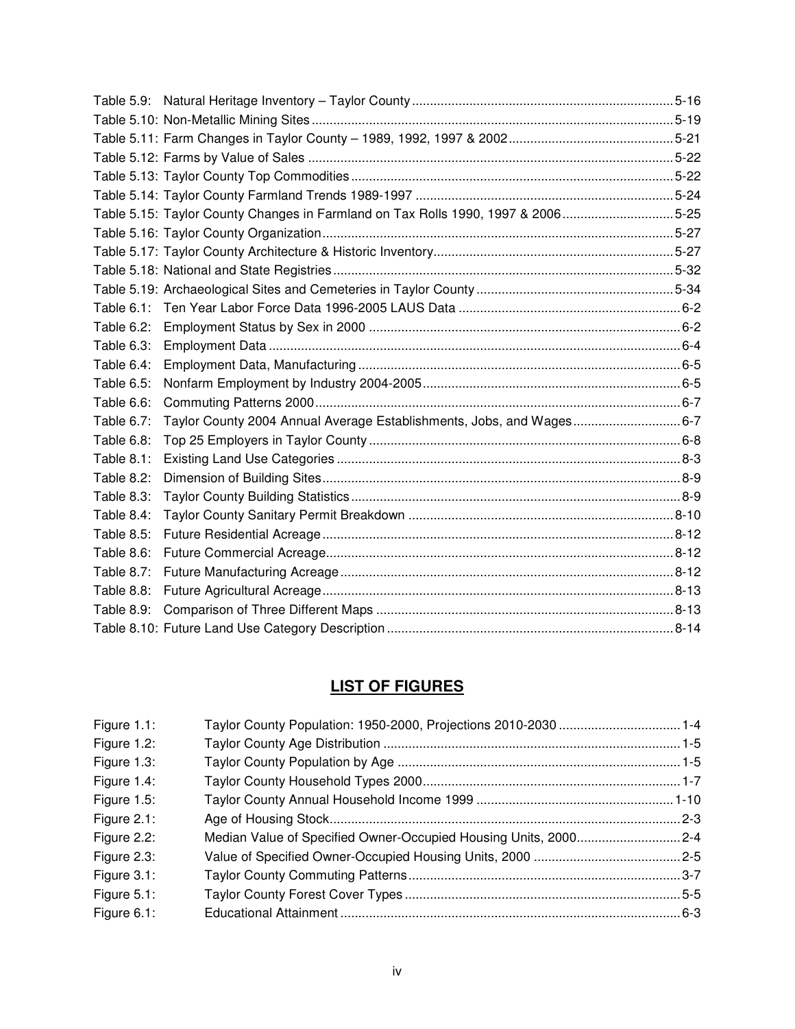Table 5.9: Natural Heritage Inventory – Taylor County ........................................................................ 5-16
Table 5.10: Non-Metallic Mining Sites ................................................................................................ 5-19
Table 5.11: Farm Changes in Taylor County – 1989, 1992, 1997 & 2002 .......................................... 5-21
Table 5.12: Farms by Value of Sales .................................................................................................. 5-22
Table 5.13: Taylor County Top Commodities ..................................................................................... 5-22
Table 5.14: Taylor County Farmland Trends 1989-1997 .................................................................... 5-24
Table 5.15: Taylor County Changes in Farmland on Tax Rolls 1990, 1997 & 2006 ........................... 5-25
Table 5.16: Taylor County Organization ............................................................................................. 5-27
Table 5.17: Taylor County Architecture & Historic Inventory .............................................................. 5-27
Table 5.18: National and State Registries .......................................................................................... 5-32
Table 5.19: Archaeological Sites and Cemeteries in Taylor County ................................................... 5-34
Table 6.1: Ten Year Labor Force Data 1996-2005 LAUS Data ............................................................ 6-2
Table 6.2: Employment Status by Sex in 2000 .................................................................................... 6-2
Table 6.3: Employment Data ................................................................................................................ 6-4
Table 6.4: Employment Data, Manufacturing ....................................................................................... 6-5
Table 6.5: Nonfarm Employment by Industry 2004-2005 ..................................................................... 6-5
Table 6.6: Commuting Patterns 2000 ................................................................................................... 6-7
Table 6.7: Taylor County 2004 Annual Average Establishments, Jobs, and Wages ............................ 6-7
Table 6.8: Top 25 Employers in Taylor County .................................................................................... 6-8
Table 8.1: Existing Land Use Categories ............................................................................................. 8-3
Table 8.2: Dimension of Building Sites ................................................................................................. 8-9
Table 8.3: Taylor County Building Statistics .......................................................................................... 8-9
Table 8.4: Taylor County Sanitary Permit Breakdown ......................................................................... 8-10
Table 8.5: Future Residential Acreage ................................................................................................ 8-12
Table 8.6: Future Commercial Acreage ............................................................................................... 8-12
Table 8.7: Future Manufacturing Acreage ........................................................................................... 8-12
Table 8.8: Future Agricultural Acreage ................................................................................................ 8-13
Table 8.9: Comparison of Three Different Maps ................................................................................. 8-13
Table 8.10: Future Land Use Category Description ............................................................................. 8-14

## LIST OF FIGURES

Figure 1.1: Taylor County Population: 1950-2000, Projections 2010-2030 .................................. 1-4
Figure 1.2: Taylor County Age Distribution .................................................................................. 1-5
Figure 1.3: Taylor County Population by Age ............................................................................... 1-5
Figure 1.4: Taylor County Household Types 2000 ........................................................................ 1-7
Figure 1.5: Taylor County Annual Household Income 1999 ....................................................... 1-10
Figure 2.1: Age of Housing Stock .................................................................................................. 2-3
Figure 2.2: Median Value of Specified Owner-Occupied Housing Units, 2000 ............................. 2-4
Figure 2.3: Value of Specified Owner-Occupied Housing Units, 2000 .......................................... 2-5
Figure 3.1: Taylor County Commuting Patterns ............................................................................ 3-7
Figure 5.1: Taylor County Forest Cover Types ............................................................................. 5-5
Figure 6.1: Educational Attainment ............................................................................................... 6-3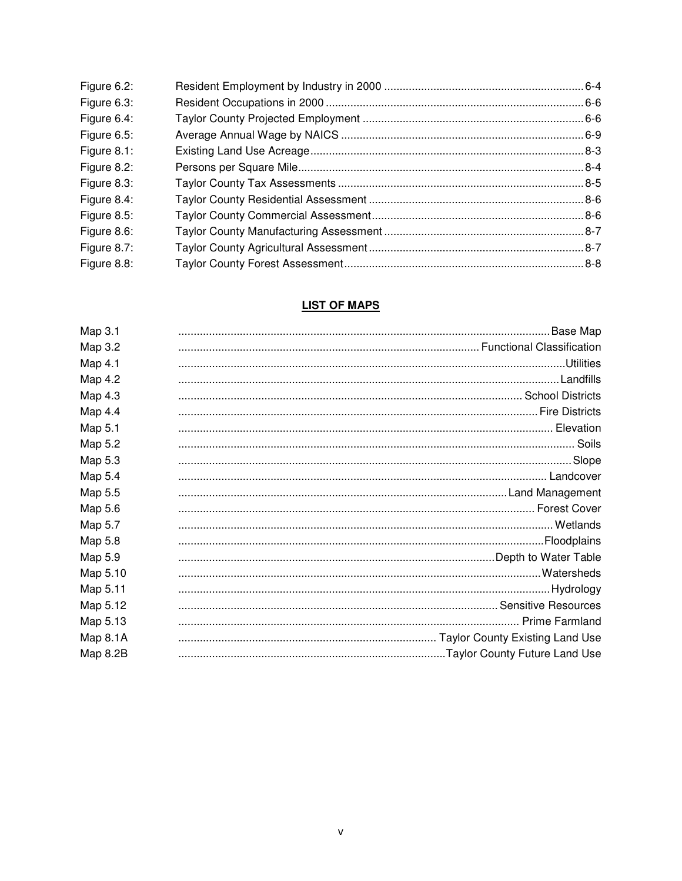| | | |
|---|---|---|
| Figure 6.2: | Resident Employment by Industry in 2000 | 6-4 |
| Figure 6.3: | Resident Occupations in 2000 | 6-6 |
| Figure 6.4: | Taylor County Projected Employment | 6-6 |
| Figure 6.5: | Average Annual Wage by NAICS | 6-9 |
| Figure 8.1: | Existing Land Use Acreage | 8-3 |
| Figure 8.2: | Persons per Square Mile | 8-4 |
| Figure 8.3: | Taylor County Tax Assessments | 8-5 |
| Figure 8.4: | Taylor County Residential Assessment | 8-6 |
| Figure 8.5: | Taylor County Commercial Assessment | 8-6 |
| Figure 8.6: | Taylor County Manufacturing Assessment | 8-7 |
| Figure 8.7: | Taylor County Agricultural Assessment | 8-7 |
| Figure 8.8: | Taylor County Forest Assessment | 8-8 |

## LIST OF MAPS

| | |
|---|---|
| Map 3.1 | Base Map |
| Map 3.2 | Functional Classification |
| Map 4.1 | Utilities |
| Map 4.2 | Landfills |
| Map 4.3 | School Districts |
| Map 4.4 | Fire Districts |
| Map 5.1 | Elevation |
| Map 5.2 | Soils |
| Map 5.3 | Slope |
| Map 5.4 | Landcover |
| Map 5.5 | Land Management |
| Map 5.6 | Forest Cover |
| Map 5.7 | Wetlands |
| Map 5.8 | Floodplains |
| Map 5.9 | Depth to Water Table |
| Map 5.10 | Watersheds |
| Map 5.11 | Hydrology |
| Map 5.12 | Sensitive Resources |
| Map 5.13 | Prime Farmland |
| Map 8.1A | Taylor County Existing Land Use |
| Map 8.2B | Taylor County Future Land Use |